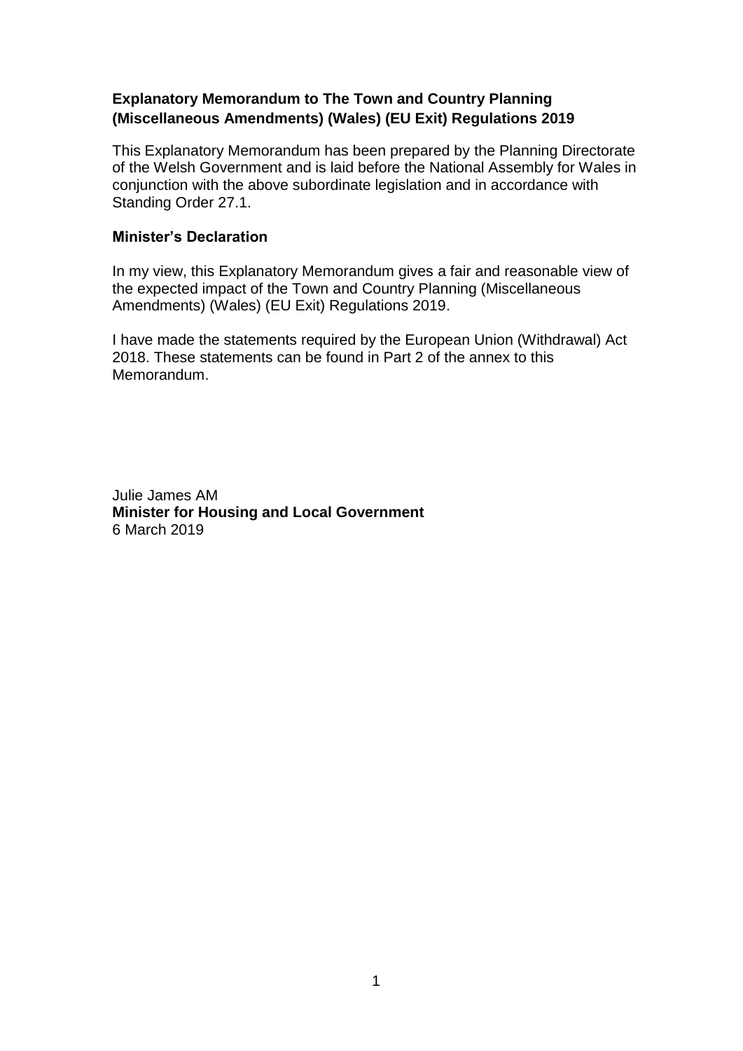## Explanatory Memorandum to The Town and Country Planning (Miscellaneous Amendments) (Wales) (EU Exit) Regulations 2019

This Explanatory Memorandum has been prepared by the Planning Directorate of the Welsh Government and is laid before the National Assembly for Wales in conjunction with the above subordinate legislation and in accordance with Standing Order 27.1.

### Minister's Declaration

In my view, this Explanatory Memorandum gives a fair and reasonable view of the expected impact of the Town and Country Planning (Miscellaneous Amendments) (Wales) (EU Exit) Regulations 2019.

I have made the statements required by the European Union (Withdrawal) Act 2018. These statements can be found in Part 2 of the annex to this Memorandum.

Julie James AM
**Minister for Housing and Local Government**
6 March 2019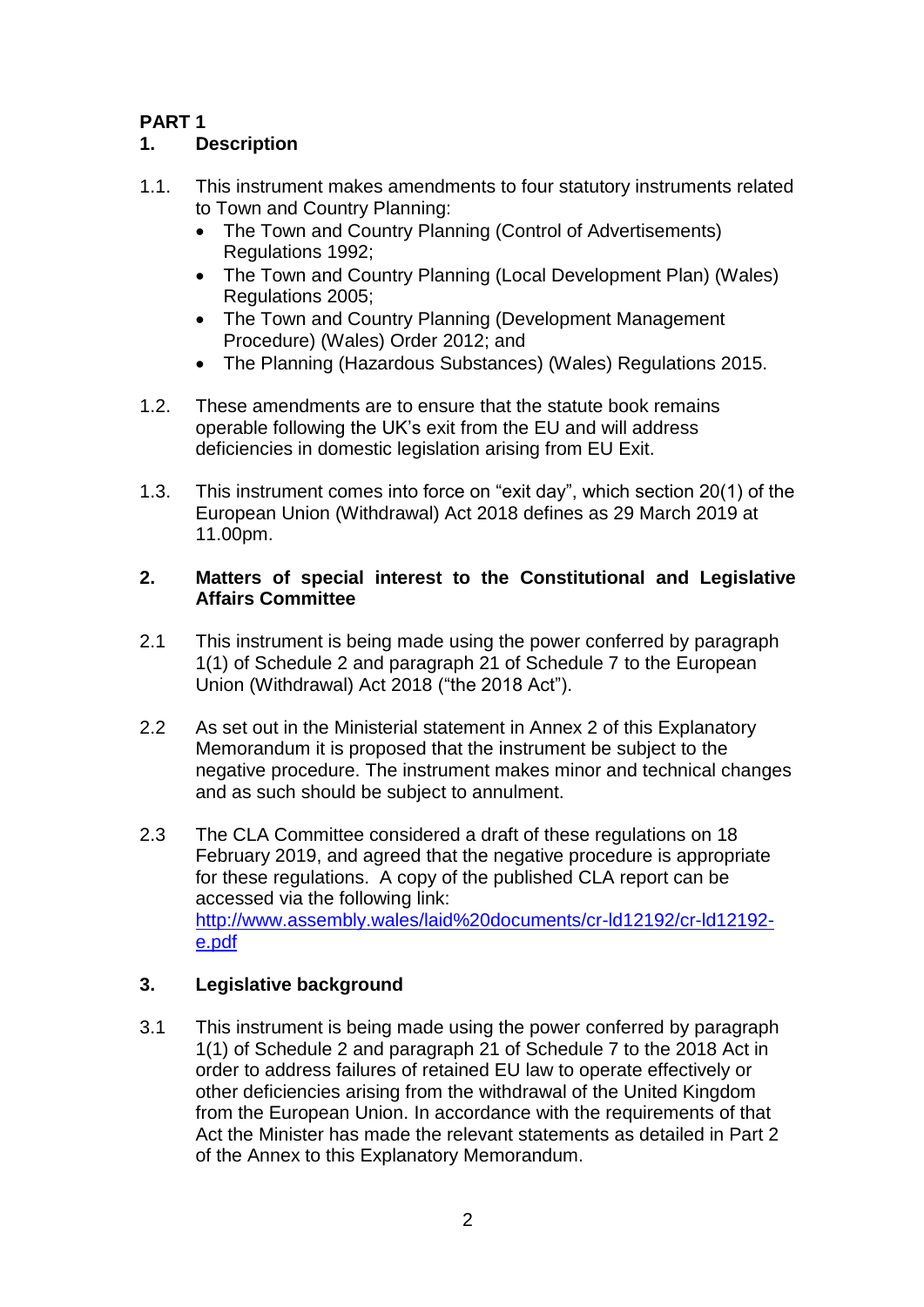## PART 1

### 1. Description

1.1. This instrument makes amendments to four statutory instruments related to Town and Country Planning:

- The Town and Country Planning (Control of Advertisements) Regulations 1992;
- The Town and Country Planning (Local Development Plan) (Wales) Regulations 2005;
- The Town and Country Planning (Development Management Procedure) (Wales) Order 2012; and
- The Planning (Hazardous Substances) (Wales) Regulations 2015.

1.2. These amendments are to ensure that the statute book remains operable following the UK's exit from the EU and will address deficiencies in domestic legislation arising from EU Exit.

1.3. This instrument comes into force on "exit day", which section 20(1) of the European Union (Withdrawal) Act 2018 defines as 29 March 2019 at 11.00pm.

### 2. Matters of special interest to the Constitutional and Legislative Affairs Committee

2.1 This instrument is being made using the power conferred by paragraph 1(1) of Schedule 2 and paragraph 21 of Schedule 7 to the European Union (Withdrawal) Act 2018 ("the 2018 Act").

2.2 As set out in the Ministerial statement in Annex 2 of this Explanatory Memorandum it is proposed that the instrument be subject to the negative procedure. The instrument makes minor and technical changes and as such should be subject to annulment.

2.3 The CLA Committee considered a draft of these regulations on 18 February 2019, and agreed that the negative procedure is appropriate for these regulations. A copy of the published CLA report can be accessed via the following link: [http://www.assembly.wales/laid%20documents/cr-ld12192/cr-ld12192-e.pdf](http://www.assembly.wales/laid%20documents/cr-ld12192/cr-ld12192-e.pdf)

### 3. Legislative background

3.1 This instrument is being made using the power conferred by paragraph 1(1) of Schedule 2 and paragraph 21 of Schedule 7 to the 2018 Act in order to address failures of retained EU law to operate effectively or other deficiencies arising from the withdrawal of the United Kingdom from the European Union. In accordance with the requirements of that Act the Minister has made the relevant statements as detailed in Part 2 of the Annex to this Explanatory Memorandum.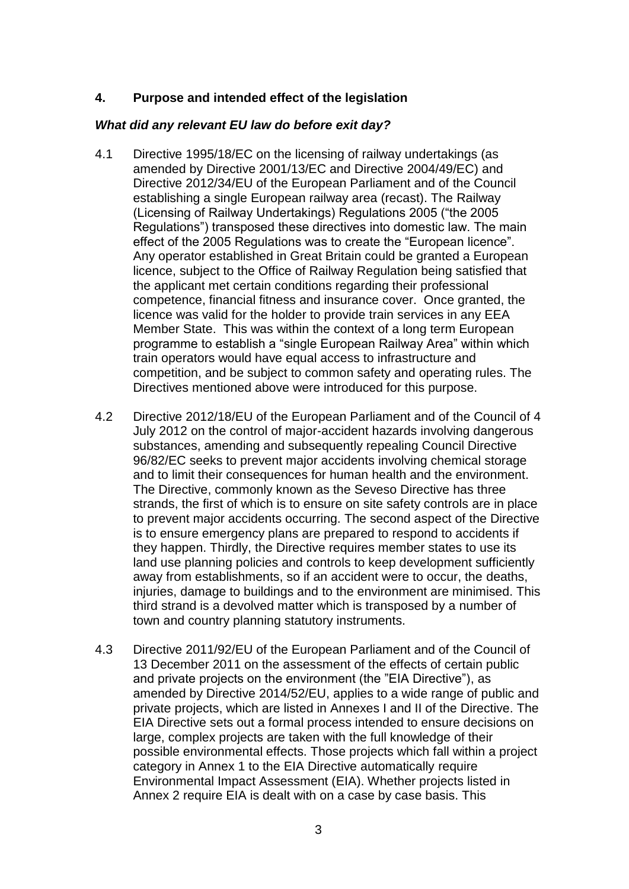## 4. Purpose and intended effect of the legislation

### *What did any relevant EU law do before exit day?*

4.1 Directive 1995/18/EC on the licensing of railway undertakings (as amended by Directive 2001/13/EC and Directive 2004/49/EC) and Directive 2012/34/EU of the European Parliament and of the Council establishing a single European railway area (recast). The Railway (Licensing of Railway Undertakings) Regulations 2005 ("the 2005 Regulations") transposed these directives into domestic law. The main effect of the 2005 Regulations was to create the "European licence". Any operator established in Great Britain could be granted a European licence, subject to the Office of Railway Regulation being satisfied that the applicant met certain conditions regarding their professional competence, financial fitness and insurance cover. Once granted, the licence was valid for the holder to provide train services in any EEA Member State. This was within the context of a long term European programme to establish a "single European Railway Area" within which train operators would have equal access to infrastructure and competition, and be subject to common safety and operating rules. The Directives mentioned above were introduced for this purpose.

4.2 Directive 2012/18/EU of the European Parliament and of the Council of 4 July 2012 on the control of major-accident hazards involving dangerous substances, amending and subsequently repealing Council Directive 96/82/EC seeks to prevent major accidents involving chemical storage and to limit their consequences for human health and the environment. The Directive, commonly known as the Seveso Directive has three strands, the first of which is to ensure on site safety controls are in place to prevent major accidents occurring. The second aspect of the Directive is to ensure emergency plans are prepared to respond to accidents if they happen. Thirdly, the Directive requires member states to use its land use planning policies and controls to keep development sufficiently away from establishments, so if an accident were to occur, the deaths, injuries, damage to buildings and to the environment are minimised. This third strand is a devolved matter which is transposed by a number of town and country planning statutory instruments.

4.3 Directive 2011/92/EU of the European Parliament and of the Council of 13 December 2011 on the assessment of the effects of certain public and private projects on the environment (the "EIA Directive"), as amended by Directive 2014/52/EU, applies to a wide range of public and private projects, which are listed in Annexes I and II of the Directive. The EIA Directive sets out a formal process intended to ensure decisions on large, complex projects are taken with the full knowledge of their possible environmental effects. Those projects which fall within a project category in Annex 1 to the EIA Directive automatically require Environmental Impact Assessment (EIA). Whether projects listed in Annex 2 require EIA is dealt with on a case by case basis. This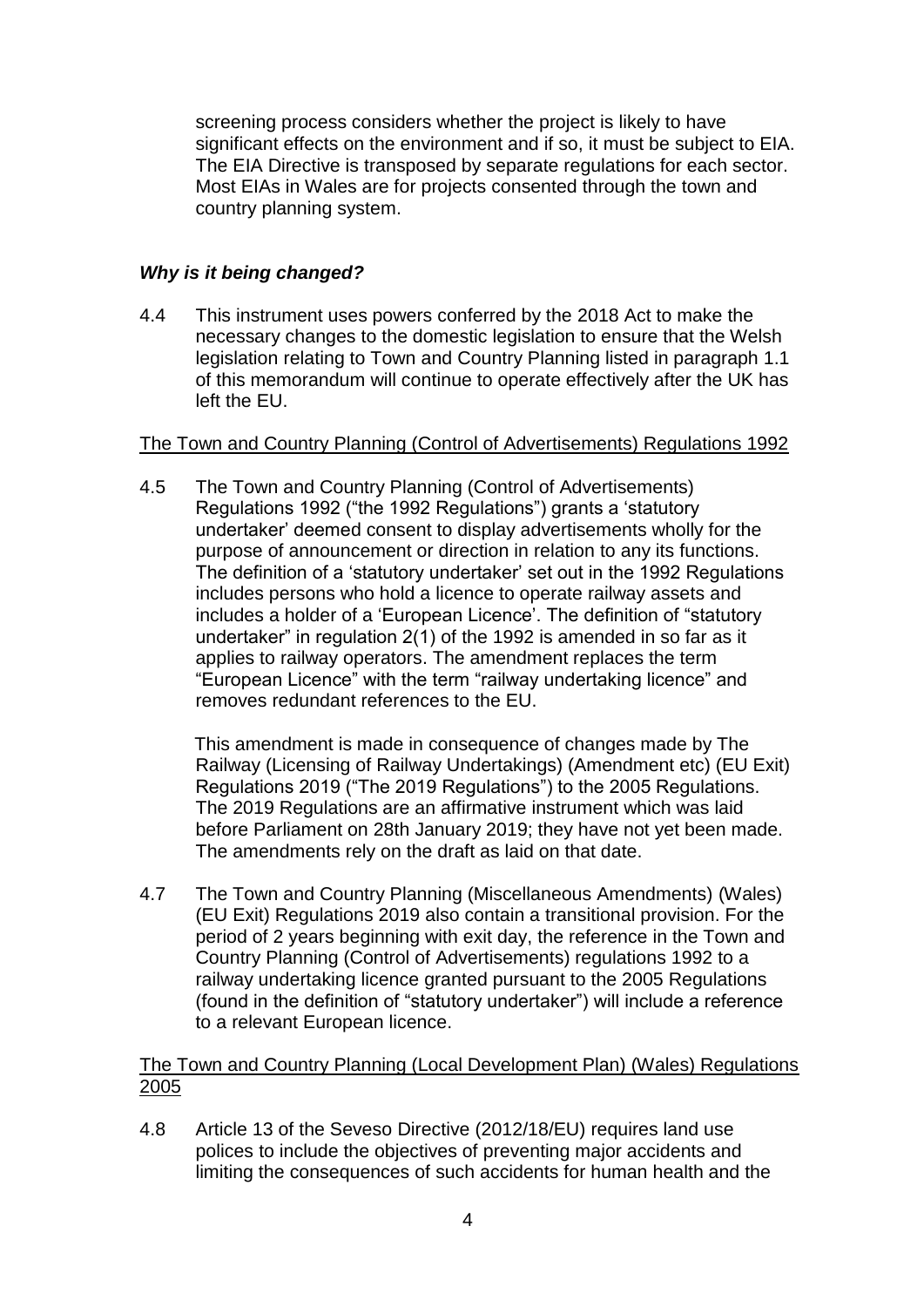screening process considers whether the project is likely to have significant effects on the environment and if so, it must be subject to EIA. The EIA Directive is transposed by separate regulations for each sector. Most EIAs in Wales are for projects consented through the town and country planning system.

### *Why is it being changed?*

4.4 This instrument uses powers conferred by the 2018 Act to make the necessary changes to the domestic legislation to ensure that the Welsh legislation relating to Town and Country Planning listed in paragraph 1.1 of this memorandum will continue to operate effectively after the UK has left the EU.

<u>The Town and Country Planning (Control of Advertisements) Regulations 1992</u>

4.5 The Town and Country Planning (Control of Advertisements) Regulations 1992 ("the 1992 Regulations") grants a 'statutory undertaker' deemed consent to display advertisements wholly for the purpose of announcement or direction in relation to any its functions. The definition of a 'statutory undertaker' set out in the 1992 Regulations includes persons who hold a licence to operate railway assets and includes a holder of a 'European Licence'. The definition of "statutory undertaker" in regulation 2(1) of the 1992 is amended in so far as it applies to railway operators. The amendment replaces the term "European Licence" with the term "railway undertaking licence" and removes redundant references to the EU.

This amendment is made in consequence of changes made by The Railway (Licensing of Railway Undertakings) (Amendment etc) (EU Exit) Regulations 2019 ("The 2019 Regulations") to the 2005 Regulations. The 2019 Regulations are an affirmative instrument which was laid before Parliament on 28th January 2019; they have not yet been made. The amendments rely on the draft as laid on that date.

4.7 The Town and Country Planning (Miscellaneous Amendments) (Wales) (EU Exit) Regulations 2019 also contain a transitional provision. For the period of 2 years beginning with exit day, the reference in the Town and Country Planning (Control of Advertisements) regulations 1992 to a railway undertaking licence granted pursuant to the 2005 Regulations (found in the definition of "statutory undertaker") will include a reference to a relevant European licence.

<u>The Town and Country Planning (Local Development Plan) (Wales) Regulations 2005</u>

4.8 Article 13 of the Seveso Directive (2012/18/EU) requires land use polices to include the objectives of preventing major accidents and limiting the consequences of such accidents for human health and the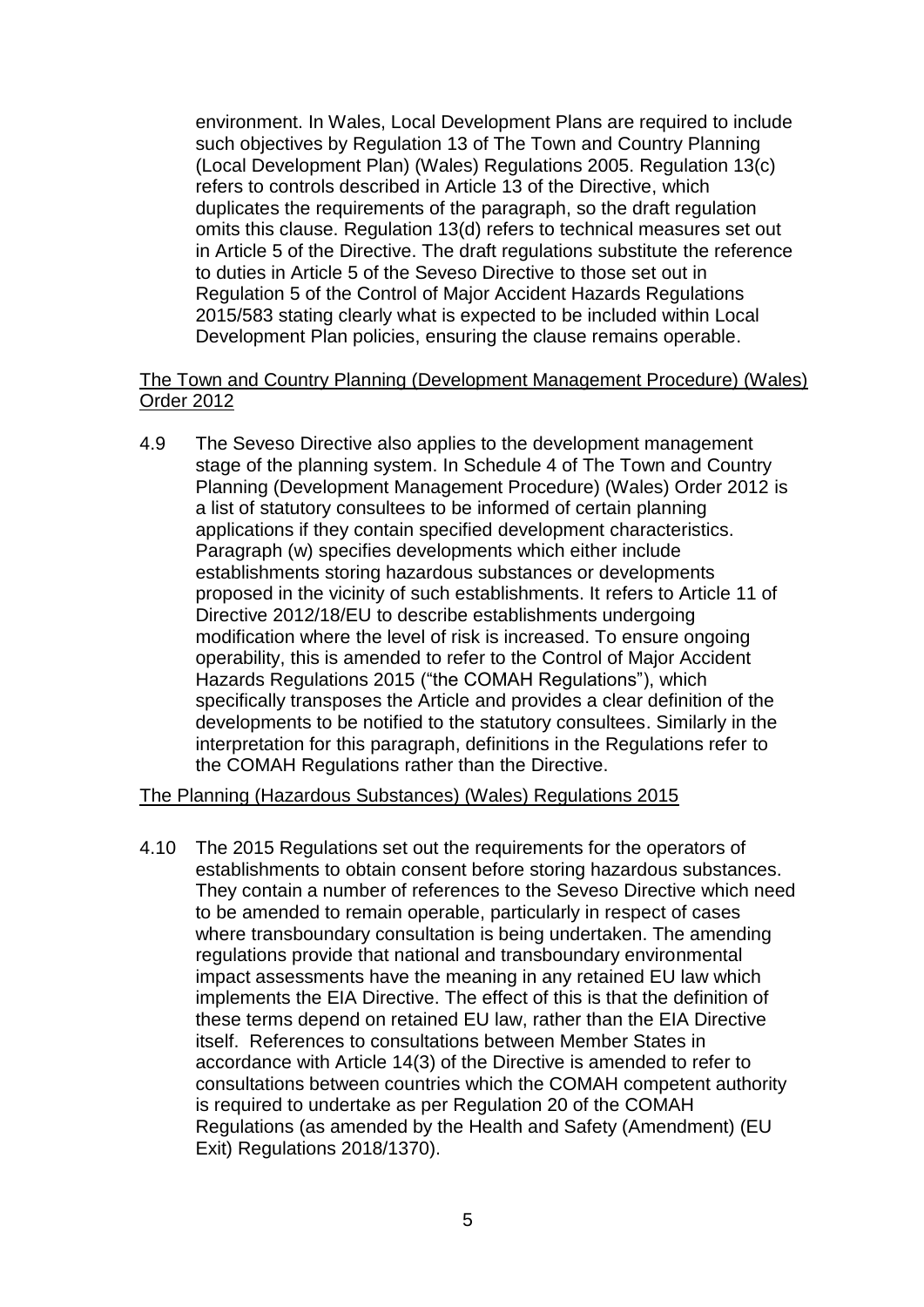environment. In Wales, Local Development Plans are required to include such objectives by Regulation 13 of The Town and Country Planning (Local Development Plan) (Wales) Regulations 2005. Regulation 13(c) refers to controls described in Article 13 of the Directive, which duplicates the requirements of the paragraph, so the draft regulation omits this clause. Regulation 13(d) refers to technical measures set out in Article 5 of the Directive. The draft regulations substitute the reference to duties in Article 5 of the Seveso Directive to those set out in Regulation 5 of the Control of Major Accident Hazards Regulations 2015/583 stating clearly what is expected to be included within Local Development Plan policies, ensuring the clause remains operable.

<u>The Town and Country Planning (Development Management Procedure) (Wales) Order 2012</u>

4.9 The Seveso Directive also applies to the development management stage of the planning system. In Schedule 4 of The Town and Country Planning (Development Management Procedure) (Wales) Order 2012 is a list of statutory consultees to be informed of certain planning applications if they contain specified development characteristics. Paragraph (w) specifies developments which either include establishments storing hazardous substances or developments proposed in the vicinity of such establishments. It refers to Article 11 of Directive 2012/18/EU to describe establishments undergoing modification where the level of risk is increased. To ensure ongoing operability, this is amended to refer to the Control of Major Accident Hazards Regulations 2015 ("the COMAH Regulations"), which specifically transposes the Article and provides a clear definition of the developments to be notified to the statutory consultees. Similarly in the interpretation for this paragraph, definitions in the Regulations refer to the COMAH Regulations rather than the Directive.

<u>The Planning (Hazardous Substances) (Wales) Regulations 2015</u>

4.10 The 2015 Regulations set out the requirements for the operators of establishments to obtain consent before storing hazardous substances. They contain a number of references to the Seveso Directive which need to be amended to remain operable, particularly in respect of cases where transboundary consultation is being undertaken. The amending regulations provide that national and transboundary environmental impact assessments have the meaning in any retained EU law which implements the EIA Directive. The effect of this is that the definition of these terms depend on retained EU law, rather than the EIA Directive itself. References to consultations between Member States in accordance with Article 14(3) of the Directive is amended to refer to consultations between countries which the COMAH competent authority is required to undertake as per Regulation 20 of the COMAH Regulations (as amended by the Health and Safety (Amendment) (EU Exit) Regulations 2018/1370).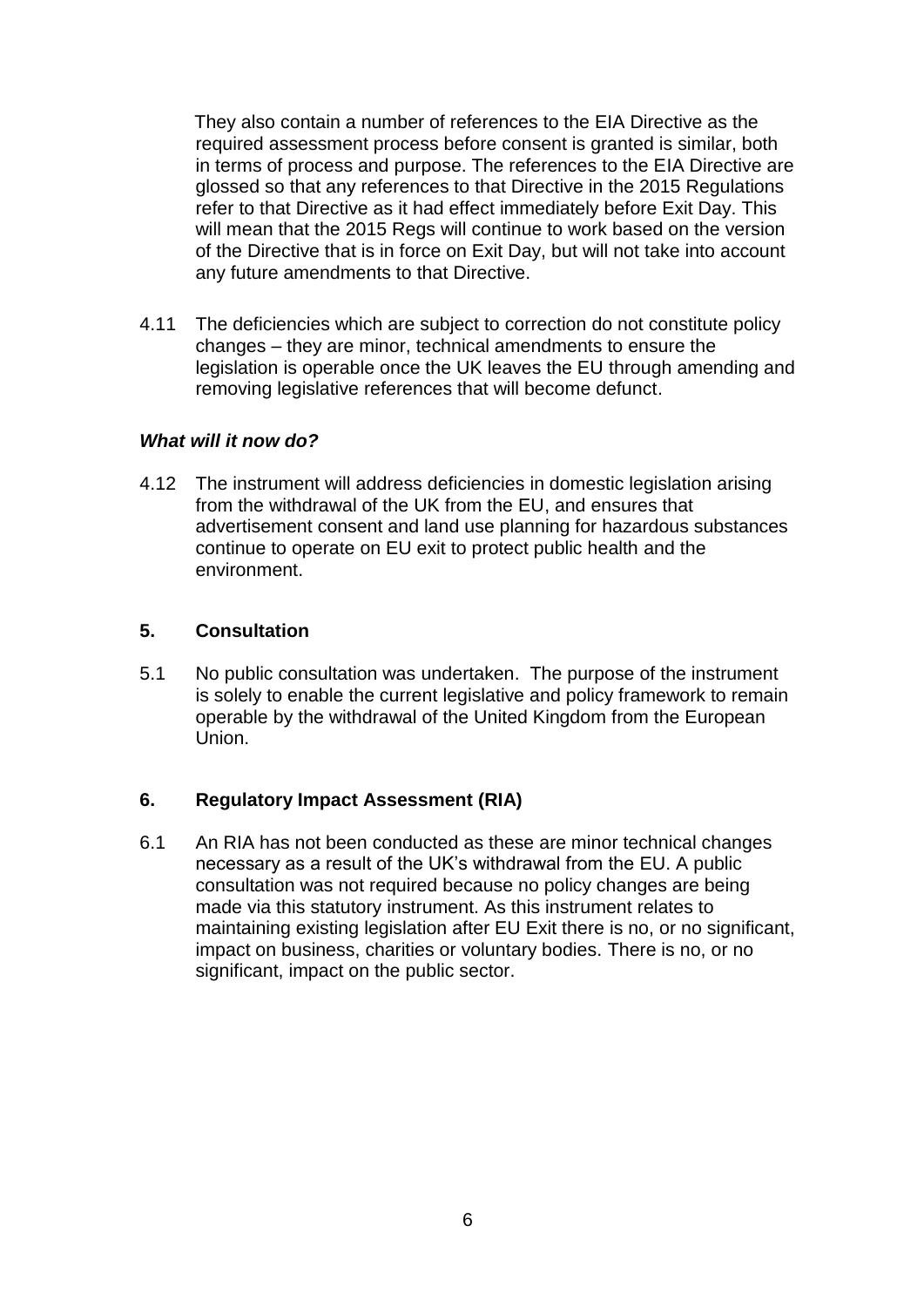They also contain a number of references to the EIA Directive as the required assessment process before consent is granted is similar, both in terms of process and purpose. The references to the EIA Directive are glossed so that any references to that Directive in the 2015 Regulations refer to that Directive as it had effect immediately before Exit Day. This will mean that the 2015 Regs will continue to work based on the version of the Directive that is in force on Exit Day, but will not take into account any future amendments to that Directive.

4.11 The deficiencies which are subject to correction do not constitute policy changes – they are minor, technical amendments to ensure the legislation is operable once the UK leaves the EU through amending and removing legislative references that will become defunct.

### *What will it now do?*

4.12 The instrument will address deficiencies in domestic legislation arising from the withdrawal of the UK from the EU, and ensures that advertisement consent and land use planning for hazardous substances continue to operate on EU exit to protect public health and the environment.

## 5. Consultation

5.1 No public consultation was undertaken. The purpose of the instrument is solely to enable the current legislative and policy framework to remain operable by the withdrawal of the United Kingdom from the European Union.

## 6. Regulatory Impact Assessment (RIA)

6.1 An RIA has not been conducted as these are minor technical changes necessary as a result of the UK's withdrawal from the EU. A public consultation was not required because no policy changes are being made via this statutory instrument. As this instrument relates to maintaining existing legislation after EU Exit there is no, or no significant, impact on business, charities or voluntary bodies. There is no, or no significant, impact on the public sector.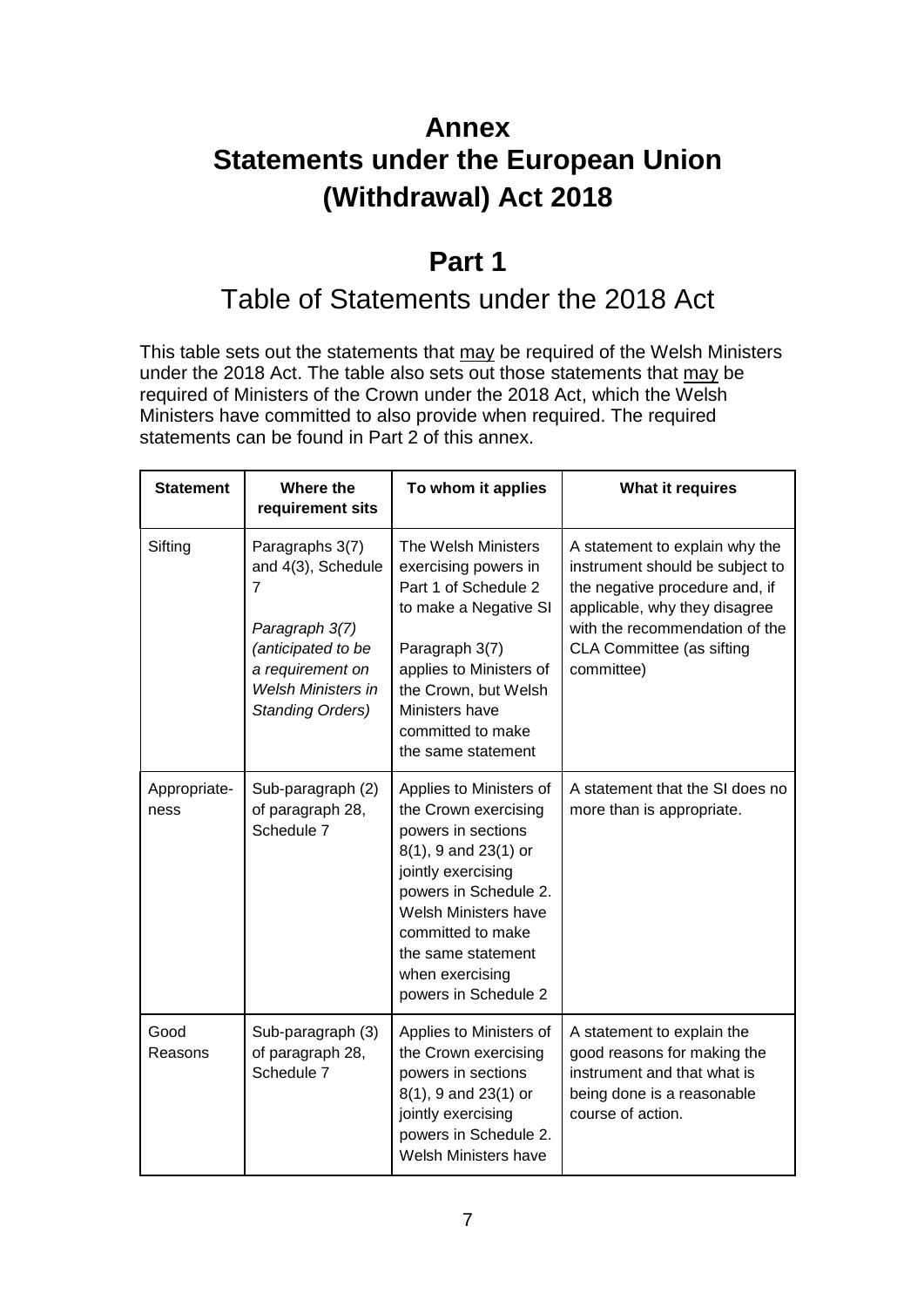# Annex
# Statements under the European Union (Withdrawal) Act 2018

## Part 1

## Table of Statements under the 2018 Act

This table sets out the statements that may be required of the Welsh Ministers under the 2018 Act. The table also sets out those statements that may be required of Ministers of the Crown under the 2018 Act, which the Welsh Ministers have committed to also provide when required. The required statements can be found in Part 2 of this annex.

| Statement | Where the requirement sits | To whom it applies | What it requires |
| --- | --- | --- | --- |
| Sifting | Paragraphs 3(7) and 4(3), Schedule 7<br><br>*Paragraph 3(7) (anticipated to be a requirement on Welsh Ministers in Standing Orders)* | The Welsh Ministers exercising powers in Part 1 of Schedule 2 to make a Negative SI<br><br>Paragraph 3(7) applies to Ministers of the Crown, but Welsh Ministers have committed to make the same statement | A statement to explain why the instrument should be subject to the negative procedure and, if applicable, why they disagree with the recommendation of the CLA Committee (as sifting committee) |
| Appropriate-ness | Sub-paragraph (2) of paragraph 28, Schedule 7 | Applies to Ministers of the Crown exercising powers in sections 8(1), 9 and 23(1) or jointly exercising powers in Schedule 2. Welsh Ministers have committed to make the same statement when exercising powers in Schedule 2 | A statement that the SI does no more than is appropriate. |
| Good Reasons | Sub-paragraph (3) of paragraph 28, Schedule 7 | Applies to Ministers of the Crown exercising powers in sections 8(1), 9 and 23(1) or jointly exercising powers in Schedule 2. Welsh Ministers have | A statement to explain the good reasons for making the instrument and that what is being done is a reasonable course of action. |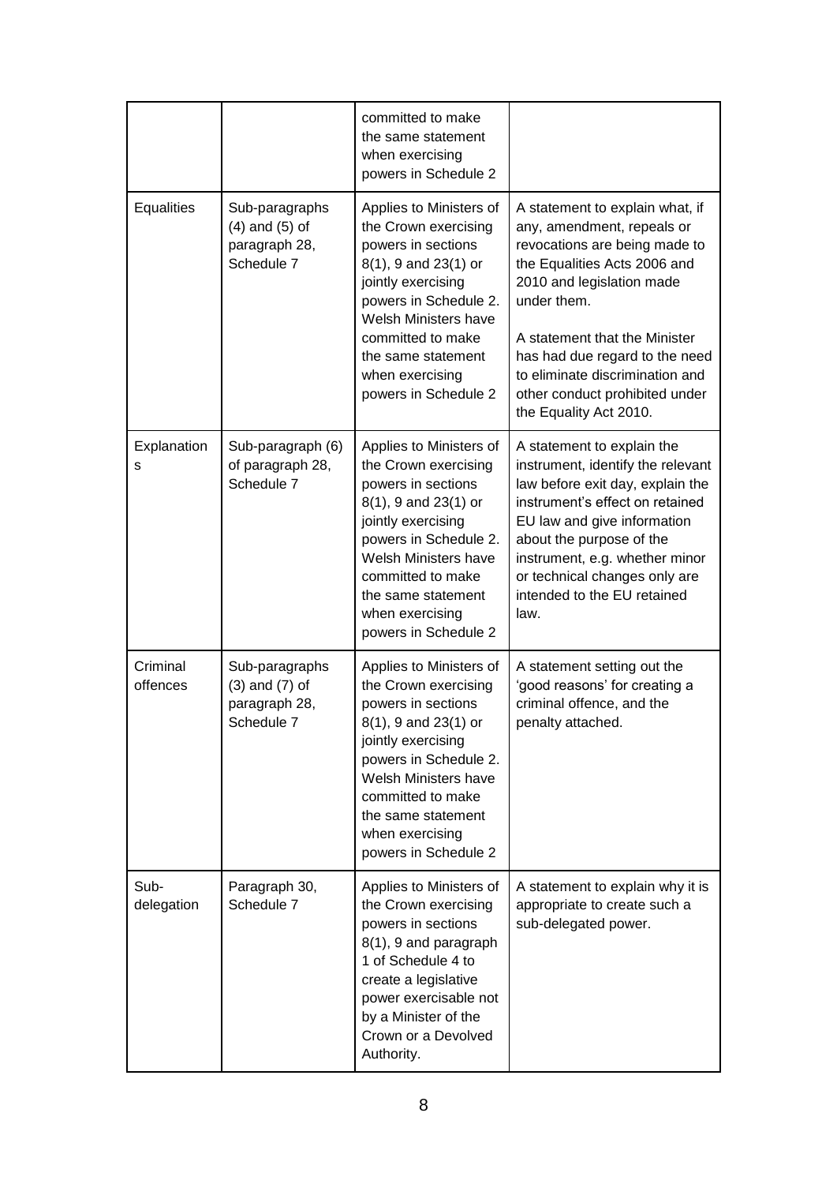| | | committed to make the same statement when exercising powers in Schedule 2 | |
|---|---|---|---|
| Equalities | Sub-paragraphs (4) and (5) of paragraph 28, Schedule 7 | Applies to Ministers of the Crown exercising powers in sections 8(1), 9 and 23(1) or jointly exercising powers in Schedule 2. Welsh Ministers have committed to make the same statement when exercising powers in Schedule 2 | A statement to explain what, if any, amendment, repeals or revocations are being made to the Equalities Acts 2006 and 2010 and legislation made under them.<br><br>A statement that the Minister has had due regard to the need to eliminate discrimination and other conduct prohibited under the Equality Act 2010. |
| Explanations | Sub-paragraph (6) of paragraph 28, Schedule 7 | Applies to Ministers of the Crown exercising powers in sections 8(1), 9 and 23(1) or jointly exercising powers in Schedule 2. Welsh Ministers have committed to make the same statement when exercising powers in Schedule 2 | A statement to explain the instrument, identify the relevant law before exit day, explain the instrument's effect on retained EU law and give information about the purpose of the instrument, e.g. whether minor or technical changes only are intended to the EU retained law. |
| Criminal offences | Sub-paragraphs (3) and (7) of paragraph 28, Schedule 7 | Applies to Ministers of the Crown exercising powers in sections 8(1), 9 and 23(1) or jointly exercising powers in Schedule 2. Welsh Ministers have committed to make the same statement when exercising powers in Schedule 2 | A statement setting out the 'good reasons' for creating a criminal offence, and the penalty attached. |
| Sub-delegation | Paragraph 30, Schedule 7 | Applies to Ministers of the Crown exercising powers in sections 8(1), 9 and paragraph 1 of Schedule 4 to create a legislative power exercisable not by a Minister of the Crown or a Devolved Authority. | A statement to explain why it is appropriate to create such a sub-delegated power. |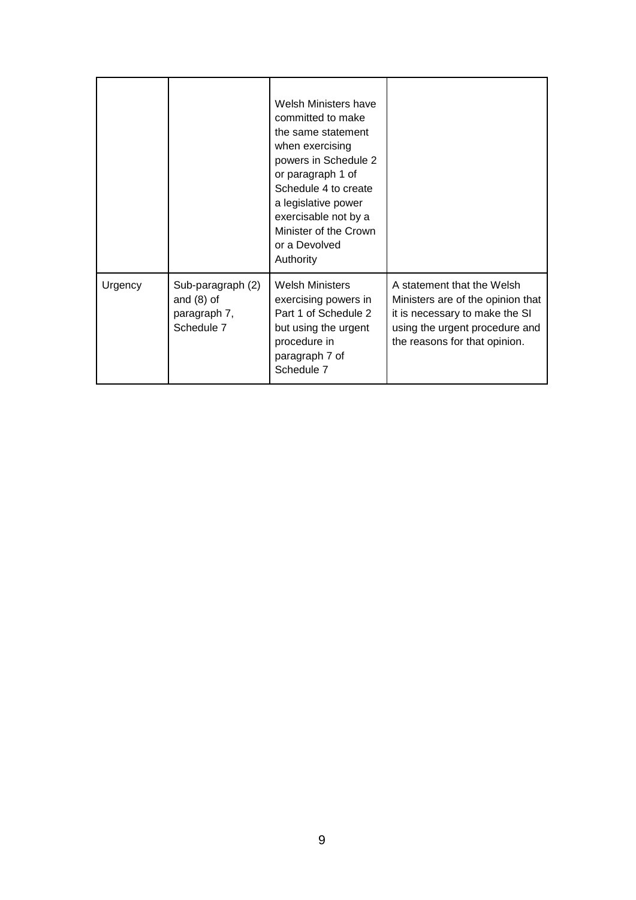| | | | |
|---|---|---|---|
| | | Welsh Ministers have committed to make the same statement when exercising powers in Schedule 2 or paragraph 1 of Schedule 4 to create a legislative power exercisable not by a Minister of the Crown or a Devolved Authority | |
| Urgency | Sub-paragraph (2) and (8) of paragraph 7, Schedule 7 | Welsh Ministers exercising powers in Part 1 of Schedule 2 but using the urgent procedure in paragraph 7 of Schedule 7 | A statement that the Welsh Ministers are of the opinion that it is necessary to make the SI using the urgent procedure and the reasons for that opinion. |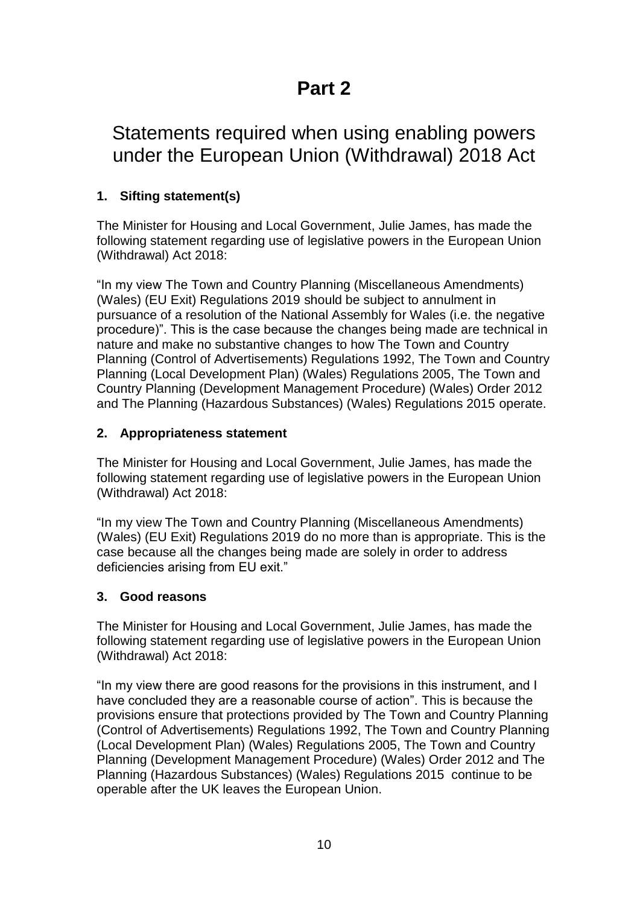# Part 2

## Statements required when using enabling powers under the European Union (Withdrawal) 2018 Act

### 1. Sifting statement(s)

The Minister for Housing and Local Government, Julie James, has made the following statement regarding use of legislative powers in the European Union (Withdrawal) Act 2018:

"In my view The Town and Country Planning (Miscellaneous Amendments) (Wales) (EU Exit) Regulations 2019 should be subject to annulment in pursuance of a resolution of the National Assembly for Wales (i.e. the negative procedure)". This is the case because the changes being made are technical in nature and make no substantive changes to how The Town and Country Planning (Control of Advertisements) Regulations 1992, The Town and Country Planning (Local Development Plan) (Wales) Regulations 2005, The Town and Country Planning (Development Management Procedure) (Wales) Order 2012 and The Planning (Hazardous Substances) (Wales) Regulations 2015 operate.

### 2. Appropriateness statement

The Minister for Housing and Local Government, Julie James, has made the following statement regarding use of legislative powers in the European Union (Withdrawal) Act 2018:

"In my view The Town and Country Planning (Miscellaneous Amendments) (Wales) (EU Exit) Regulations 2019 do no more than is appropriate. This is the case because all the changes being made are solely in order to address deficiencies arising from EU exit."

### 3. Good reasons

The Minister for Housing and Local Government, Julie James, has made the following statement regarding use of legislative powers in the European Union (Withdrawal) Act 2018:

"In my view there are good reasons for the provisions in this instrument, and I have concluded they are a reasonable course of action". This is because the provisions ensure that protections provided by The Town and Country Planning (Control of Advertisements) Regulations 1992, The Town and Country Planning (Local Development Plan) (Wales) Regulations 2005, The Town and Country Planning (Development Management Procedure) (Wales) Order 2012 and The Planning (Hazardous Substances) (Wales) Regulations 2015 continue to be operable after the UK leaves the European Union.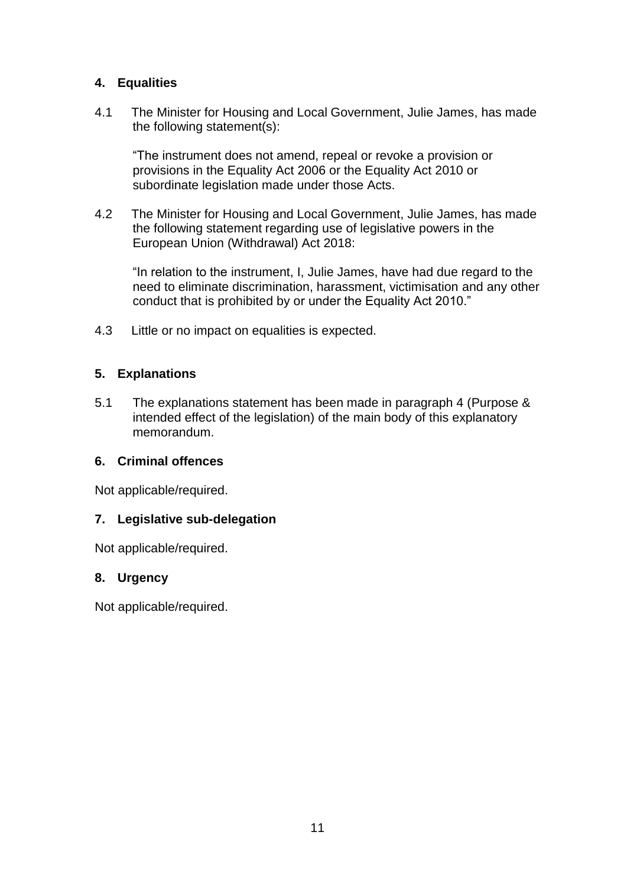## 4. Equalities

4.1 The Minister for Housing and Local Government, Julie James, has made the following statement(s):

> "The instrument does not amend, repeal or revoke a provision or provisions in the Equality Act 2006 or the Equality Act 2010 or subordinate legislation made under those Acts.

4.2 The Minister for Housing and Local Government, Julie James, has made the following statement regarding use of legislative powers in the European Union (Withdrawal) Act 2018:

> "In relation to the instrument, I, Julie James, have had due regard to the need to eliminate discrimination, harassment, victimisation and any other conduct that is prohibited by or under the Equality Act 2010."

4.3 Little or no impact on equalities is expected.

## 5. Explanations

5.1 The explanations statement has been made in paragraph 4 (Purpose & intended effect of the legislation) of the main body of this explanatory memorandum.

## 6. Criminal offences

Not applicable/required.

## 7. Legislative sub-delegation

Not applicable/required.

## 8. Urgency

Not applicable/required.